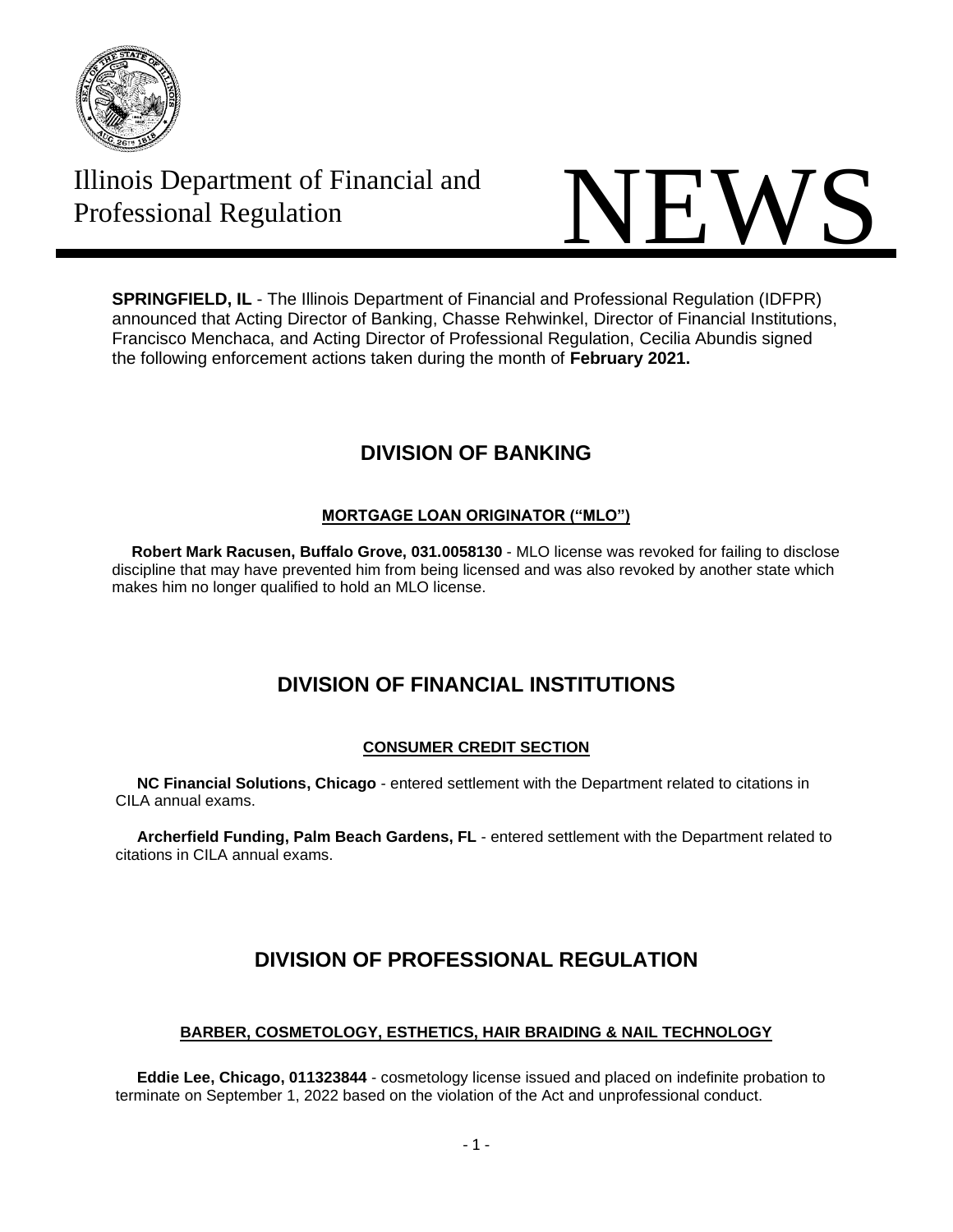# Illinois Department of Financial and Professional Regulation

# NEWS

**SPRINGFIELD, IL** - The Illinois Department of Financial and Professional Regulation (IDFPR) announced that Acting Director of Banking, Chasse Rehwinkel, Director of Financial Institutions, Francisco Menchaca, and Acting Director of Professional Regulation, Cecilia Abundis signed the following enforcement actions taken during the month of **February 2021.**

## DIVISION OF BANKING

### MORTGAGE LOAN ORIGINATOR ("MLO")

**Robert Mark Racusen, Buffalo Grove, 031.0058130** - MLO license was revoked for failing to disclose discipline that may have prevented him from being licensed and was also revoked by another state which makes him no longer qualified to hold an MLO license.

## DIVISION OF FINANCIAL INSTITUTIONS

### CONSUMER CREDIT SECTION

**NC Financial Solutions, Chicago** - entered settlement with the Department related to citations in CILA annual exams.

**Archerfield Funding, Palm Beach Gardens, FL** - entered settlement with the Department related to citations in CILA annual exams.

## DIVISION OF PROFESSIONAL REGULATION

### BARBER, COSMETOLOGY, ESTHETICS, HAIR BRAIDING & NAIL TECHNOLOGY

**Eddie Lee, Chicago, 011323844** - cosmetology license issued and placed on indefinite probation to terminate on September 1, 2022 based on the violation of the Act and unprofessional conduct.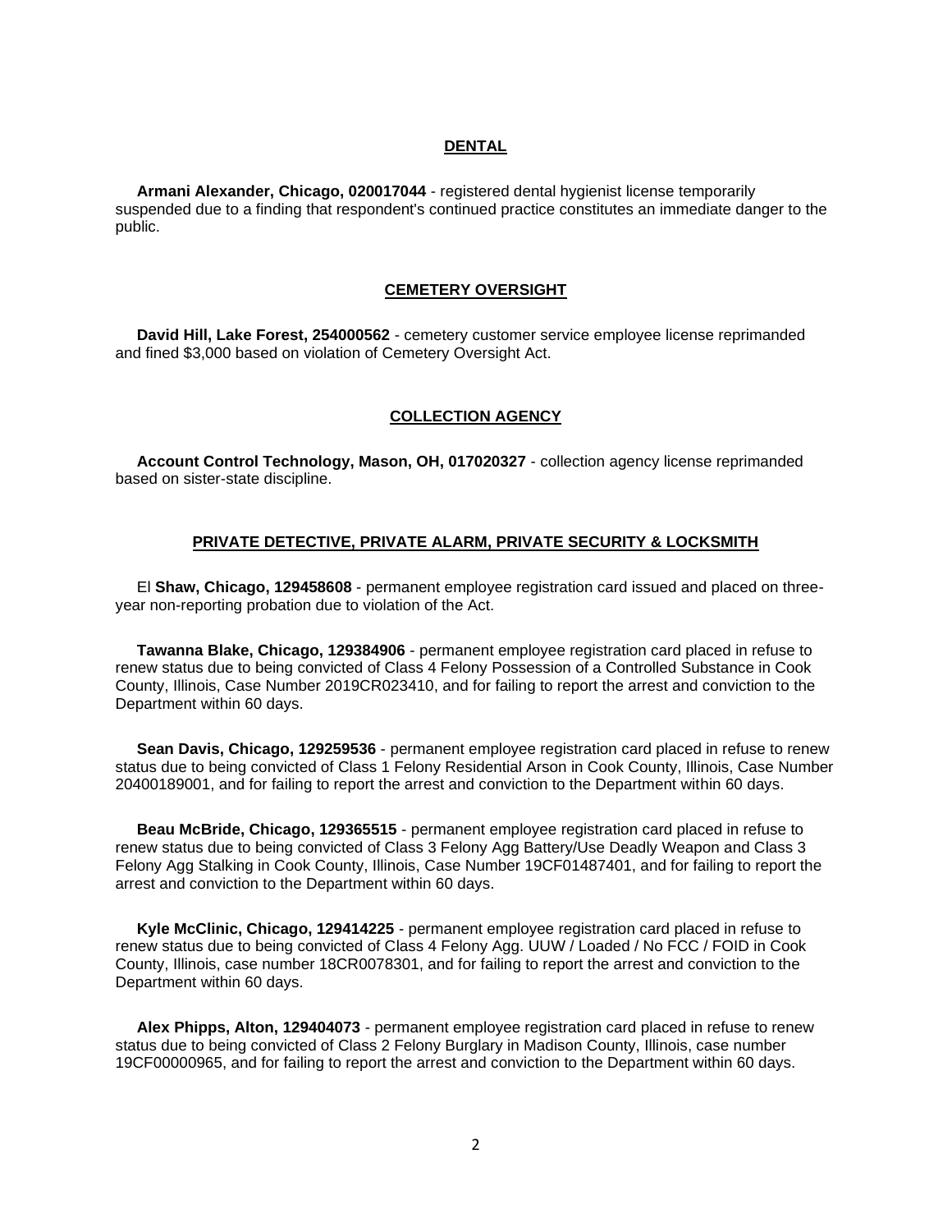## DENTAL

**Armani Alexander, Chicago, 020017044** - registered dental hygienist license temporarily suspended due to a finding that respondent's continued practice constitutes an immediate danger to the public.

## CEMETERY OVERSIGHT

**David Hill, Lake Forest, 254000562** - cemetery customer service employee license reprimanded and fined $3,000 based on violation of Cemetery Oversight Act.

## COLLECTION AGENCY

**Account Control Technology, Mason, OH, 017020327** - collection agency license reprimanded based on sister-state discipline.

## PRIVATE DETECTIVE, PRIVATE ALARM, PRIVATE SECURITY & LOCKSMITH

El **Shaw, Chicago, 129458608** - permanent employee registration card issued and placed on three-year non-reporting probation due to violation of the Act.

**Tawanna Blake, Chicago, 129384906** - permanent employee registration card placed in refuse to renew status due to being convicted of Class 4 Felony Possession of a Controlled Substance in Cook County, Illinois, Case Number 2019CR023410, and for failing to report the arrest and conviction to the Department within 60 days.

**Sean Davis, Chicago, 129259536** - permanent employee registration card placed in refuse to renew status due to being convicted of Class 1 Felony Residential Arson in Cook County, Illinois, Case Number 20400189001, and for failing to report the arrest and conviction to the Department within 60 days.

**Beau McBride, Chicago, 129365515** - permanent employee registration card placed in refuse to renew status due to being convicted of Class 3 Felony Agg Battery/Use Deadly Weapon and Class 3 Felony Agg Stalking in Cook County, Illinois, Case Number 19CF01487401, and for failing to report the arrest and conviction to the Department within 60 days.

**Kyle McClinic, Chicago, 129414225** - permanent employee registration card placed in refuse to renew status due to being convicted of Class 4 Felony Agg. UUW / Loaded / No FCC / FOID in Cook County, Illinois, case number 18CR0078301, and for failing to report the arrest and conviction to the Department within 60 days.

**Alex Phipps, Alton, 129404073** - permanent employee registration card placed in refuse to renew status due to being convicted of Class 2 Felony Burglary in Madison County, Illinois, case number 19CF00000965, and for failing to report the arrest and conviction to the Department within 60 days.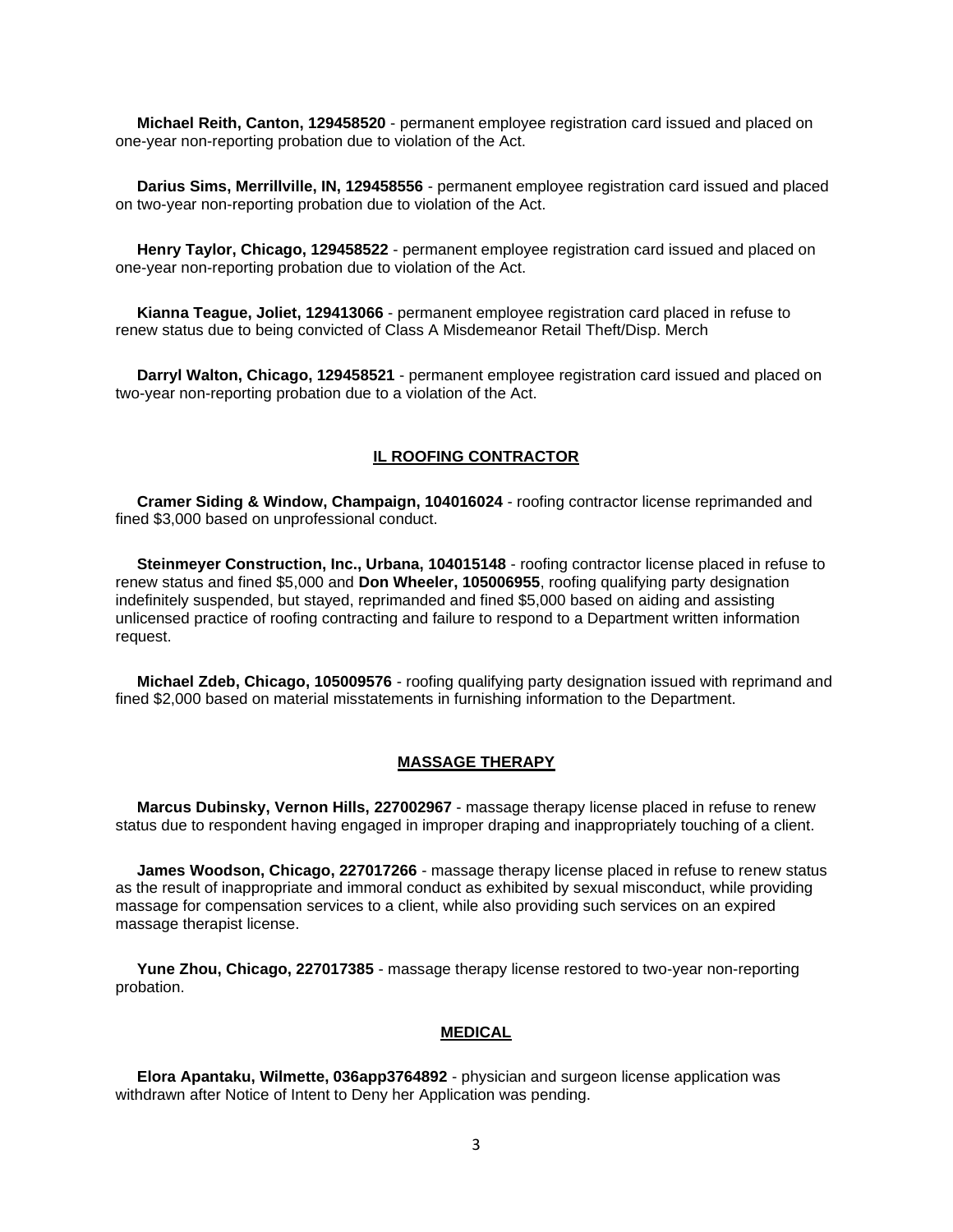**Michael Reith, Canton, 129458520** - permanent employee registration card issued and placed on one-year non-reporting probation due to violation of the Act.

**Darius Sims, Merrillville, IN, 129458556** - permanent employee registration card issued and placed on two-year non-reporting probation due to violation of the Act.

**Henry Taylor, Chicago, 129458522** - permanent employee registration card issued and placed on one-year non-reporting probation due to violation of the Act.

**Kianna Teague, Joliet, 129413066** - permanent employee registration card placed in refuse to renew status due to being convicted of Class A Misdemeanor Retail Theft/Disp. Merch

**Darryl Walton, Chicago, 129458521** - permanent employee registration card issued and placed on two-year non-reporting probation due to a violation of the Act.

## IL ROOFING CONTRACTOR

**Cramer Siding & Window, Champaign, 104016024** - roofing contractor license reprimanded and fined $3,000 based on unprofessional conduct.

**Steinmeyer Construction, Inc., Urbana, 104015148** - roofing contractor license placed in refuse to renew status and fined $5,000 and **Don Wheeler, 105006955**, roofing qualifying party designation indefinitely suspended, but stayed, reprimanded and fined $5,000 based on aiding and assisting unlicensed practice of roofing contracting and failure to respond to a Department written information request.

**Michael Zdeb, Chicago, 105009576** - roofing qualifying party designation issued with reprimand and fined $2,000 based on material misstatements in furnishing information to the Department.

## MASSAGE THERAPY

**Marcus Dubinsky, Vernon Hills, 227002967** - massage therapy license placed in refuse to renew status due to respondent having engaged in improper draping and inappropriately touching of a client.

**James Woodson, Chicago, 227017266** - massage therapy license placed in refuse to renew status as the result of inappropriate and immoral conduct as exhibited by sexual misconduct, while providing massage for compensation services to a client, while also providing such services on an expired massage therapist license.

**Yune Zhou, Chicago, 227017385** - massage therapy license restored to two-year non-reporting probation.

## MEDICAL

**Elora Apantaku, Wilmette, 036app3764892** - physician and surgeon license application was withdrawn after Notice of Intent to Deny her Application was pending.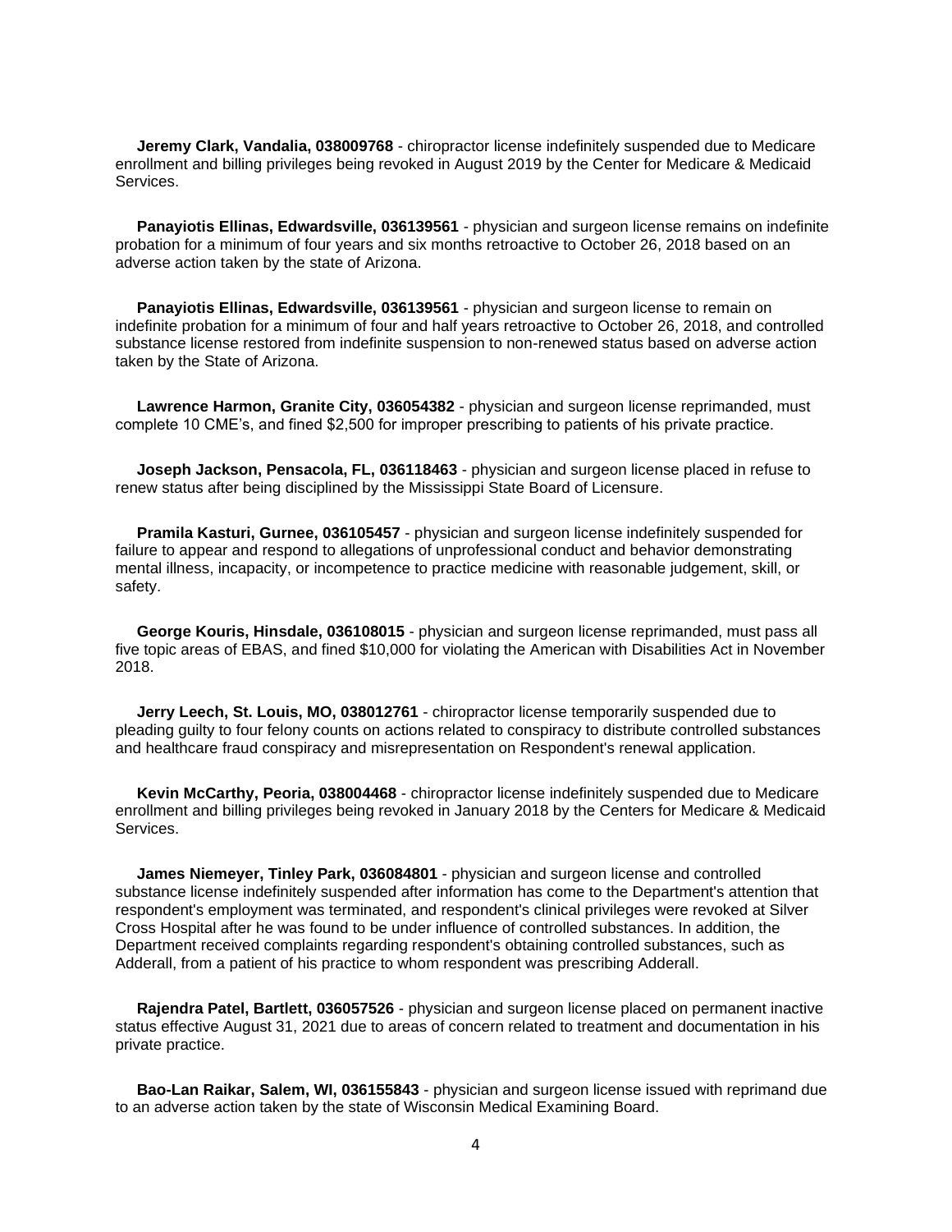**Jeremy Clark, Vandalia, 038009768** - chiropractor license indefinitely suspended due to Medicare enrollment and billing privileges being revoked in August 2019 by the Center for Medicare & Medicaid Services.

**Panayiotis Ellinas, Edwardsville, 036139561** - physician and surgeon license remains on indefinite probation for a minimum of four years and six months retroactive to October 26, 2018 based on an adverse action taken by the state of Arizona.

**Panayiotis Ellinas, Edwardsville, 036139561** - physician and surgeon license to remain on indefinite probation for a minimum of four and half years retroactive to October 26, 2018, and controlled substance license restored from indefinite suspension to non-renewed status based on adverse action taken by the State of Arizona.

**Lawrence Harmon, Granite City, 036054382** - physician and surgeon license reprimanded, must complete 10 CME's, and fined $2,500 for improper prescribing to patients of his private practice.

**Joseph Jackson, Pensacola, FL, 036118463** - physician and surgeon license placed in refuse to renew status after being disciplined by the Mississippi State Board of Licensure.

**Pramila Kasturi, Gurnee, 036105457** - physician and surgeon license indefinitely suspended for failure to appear and respond to allegations of unprofessional conduct and behavior demonstrating mental illness, incapacity, or incompetence to practice medicine with reasonable judgement, skill, or safety.

**George Kouris, Hinsdale, 036108015** - physician and surgeon license reprimanded, must pass all five topic areas of EBAS, and fined $10,000 for violating the American with Disabilities Act in November 2018.

**Jerry Leech, St. Louis, MO, 038012761** - chiropractor license temporarily suspended due to pleading guilty to four felony counts on actions related to conspiracy to distribute controlled substances and healthcare fraud conspiracy and misrepresentation on Respondent's renewal application.

**Kevin McCarthy, Peoria, 038004468** - chiropractor license indefinitely suspended due to Medicare enrollment and billing privileges being revoked in January 2018 by the Centers for Medicare & Medicaid Services.

**James Niemeyer, Tinley Park, 036084801** - physician and surgeon license and controlled substance license indefinitely suspended after information has come to the Department's attention that respondent's employment was terminated, and respondent's clinical privileges were revoked at Silver Cross Hospital after he was found to be under influence of controlled substances. In addition, the Department received complaints regarding respondent's obtaining controlled substances, such as Adderall, from a patient of his practice to whom respondent was prescribing Adderall.

**Rajendra Patel, Bartlett, 036057526** - physician and surgeon license placed on permanent inactive status effective August 31, 2021 due to areas of concern related to treatment and documentation in his private practice.

**Bao-Lan Raikar, Salem, WI, 036155843** - physician and surgeon license issued with reprimand due to an adverse action taken by the state of Wisconsin Medical Examining Board.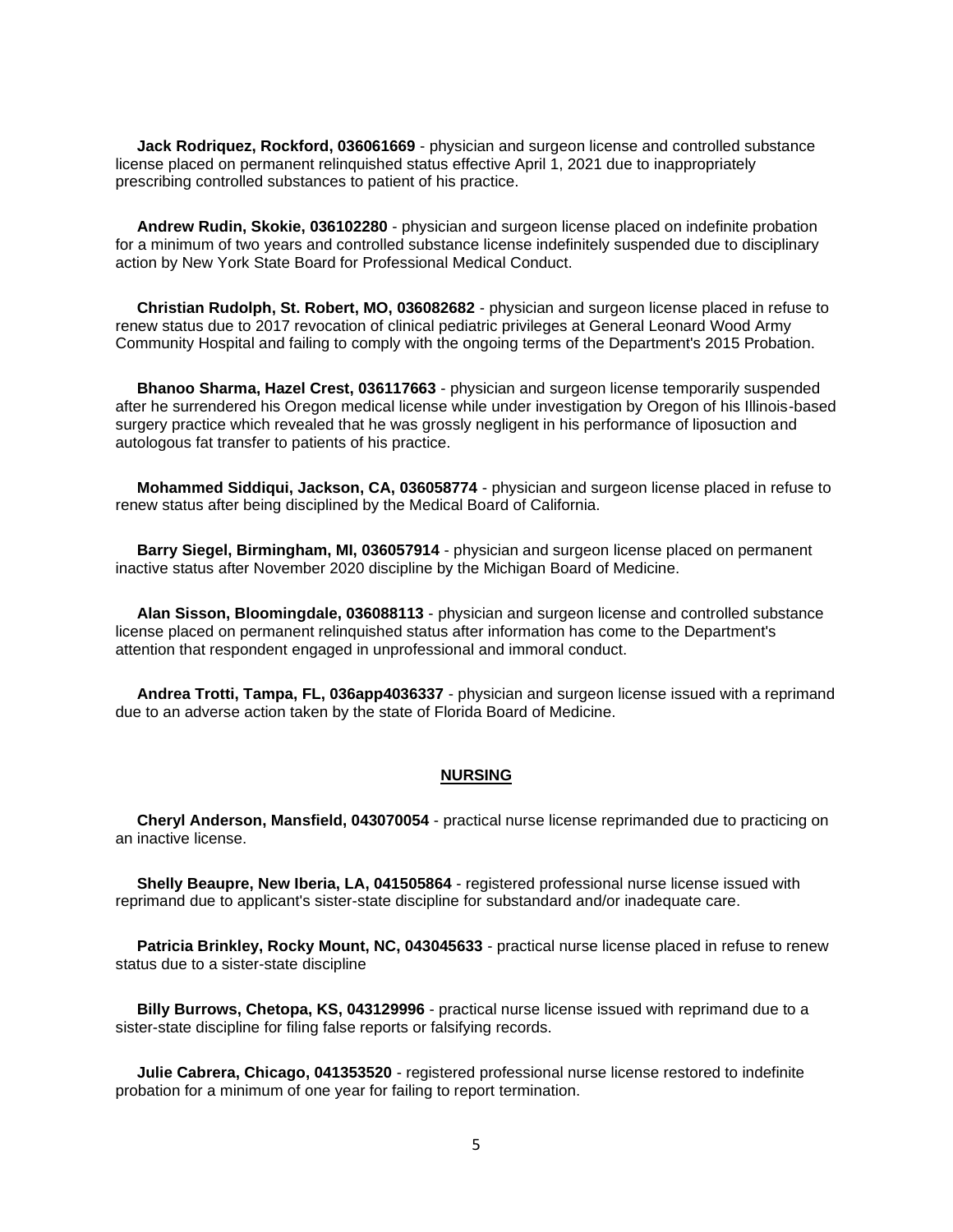**Jack Rodriquez, Rockford, 036061669** - physician and surgeon license and controlled substance license placed on permanent relinquished status effective April 1, 2021 due to inappropriately prescribing controlled substances to patient of his practice.

**Andrew Rudin, Skokie, 036102280** - physician and surgeon license placed on indefinite probation for a minimum of two years and controlled substance license indefinitely suspended due to disciplinary action by New York State Board for Professional Medical Conduct.

**Christian Rudolph, St. Robert, MO, 036082682** - physician and surgeon license placed in refuse to renew status due to 2017 revocation of clinical pediatric privileges at General Leonard Wood Army Community Hospital and failing to comply with the ongoing terms of the Department's 2015 Probation.

**Bhanoo Sharma, Hazel Crest, 036117663** - physician and surgeon license temporarily suspended after he surrendered his Oregon medical license while under investigation by Oregon of his Illinois-based surgery practice which revealed that he was grossly negligent in his performance of liposuction and autologous fat transfer to patients of his practice.

**Mohammed Siddiqui, Jackson, CA, 036058774** - physician and surgeon license placed in refuse to renew status after being disciplined by the Medical Board of California.

**Barry Siegel, Birmingham, MI, 036057914** - physician and surgeon license placed on permanent inactive status after November 2020 discipline by the Michigan Board of Medicine.

**Alan Sisson, Bloomingdale, 036088113** - physician and surgeon license and controlled substance license placed on permanent relinquished status after information has come to the Department's attention that respondent engaged in unprofessional and immoral conduct.

**Andrea Trotti, Tampa, FL, 036app4036337** - physician and surgeon license issued with a reprimand due to an adverse action taken by the state of Florida Board of Medicine.

## NURSING

**Cheryl Anderson, Mansfield, 043070054** - practical nurse license reprimanded due to practicing on an inactive license.

**Shelly Beaupre, New Iberia, LA, 041505864** - registered professional nurse license issued with reprimand due to applicant's sister-state discipline for substandard and/or inadequate care.

**Patricia Brinkley, Rocky Mount, NC, 043045633** - practical nurse license placed in refuse to renew status due to a sister-state discipline

**Billy Burrows, Chetopa, KS, 043129996** - practical nurse license issued with reprimand due to a sister-state discipline for filing false reports or falsifying records.

**Julie Cabrera, Chicago, 041353520** - registered professional nurse license restored to indefinite probation for a minimum of one year for failing to report termination.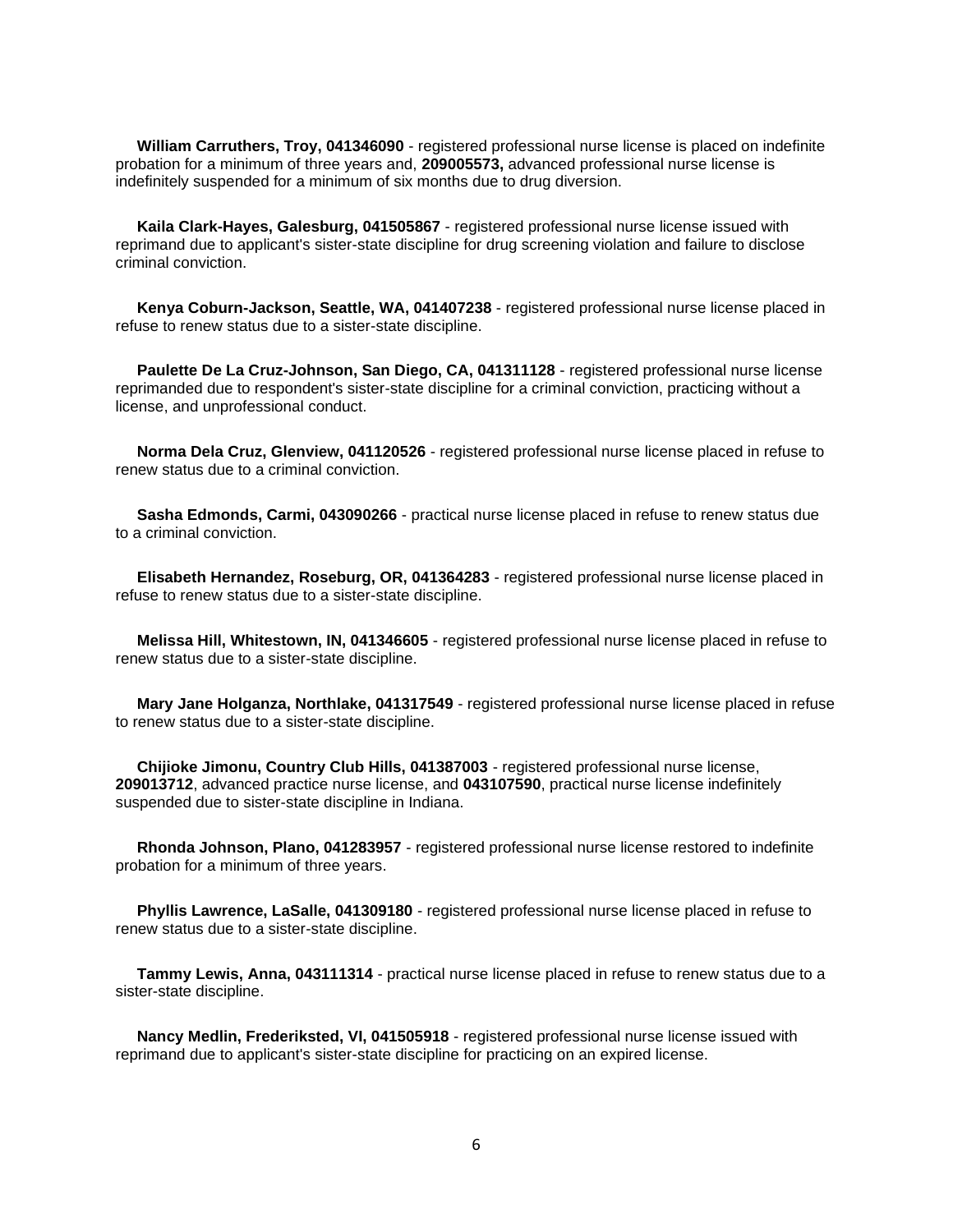**William Carruthers, Troy, 041346090** - registered professional nurse license is placed on indefinite probation for a minimum of three years and, **209005573,** advanced professional nurse license is indefinitely suspended for a minimum of six months due to drug diversion.

**Kaila Clark-Hayes, Galesburg, 041505867** - registered professional nurse license issued with reprimand due to applicant's sister-state discipline for drug screening violation and failure to disclose criminal conviction.

**Kenya Coburn-Jackson, Seattle, WA, 041407238** - registered professional nurse license placed in refuse to renew status due to a sister-state discipline.

**Paulette De La Cruz-Johnson, San Diego, CA, 041311128** - registered professional nurse license reprimanded due to respondent's sister-state discipline for a criminal conviction, practicing without a license, and unprofessional conduct.

**Norma Dela Cruz, Glenview, 041120526** - registered professional nurse license placed in refuse to renew status due to a criminal conviction.

**Sasha Edmonds, Carmi, 043090266** - practical nurse license placed in refuse to renew status due to a criminal conviction.

**Elisabeth Hernandez, Roseburg, OR, 041364283** - registered professional nurse license placed in refuse to renew status due to a sister-state discipline.

**Melissa Hill, Whitestown, IN, 041346605** - registered professional nurse license placed in refuse to renew status due to a sister-state discipline.

**Mary Jane Holganza, Northlake, 041317549** - registered professional nurse license placed in refuse to renew status due to a sister-state discipline.

**Chijioke Jimonu, Country Club Hills, 041387003** - registered professional nurse license, **209013712**, advanced practice nurse license, and **043107590**, practical nurse license indefinitely suspended due to sister-state discipline in Indiana.

**Rhonda Johnson, Plano, 041283957** - registered professional nurse license restored to indefinite probation for a minimum of three years.

**Phyllis Lawrence, LaSalle, 041309180** - registered professional nurse license placed in refuse to renew status due to a sister-state discipline.

**Tammy Lewis, Anna, 043111314** - practical nurse license placed in refuse to renew status due to a sister-state discipline.

**Nancy Medlin, Frederiksted, VI, 041505918** - registered professional nurse license issued with reprimand due to applicant's sister-state discipline for practicing on an expired license.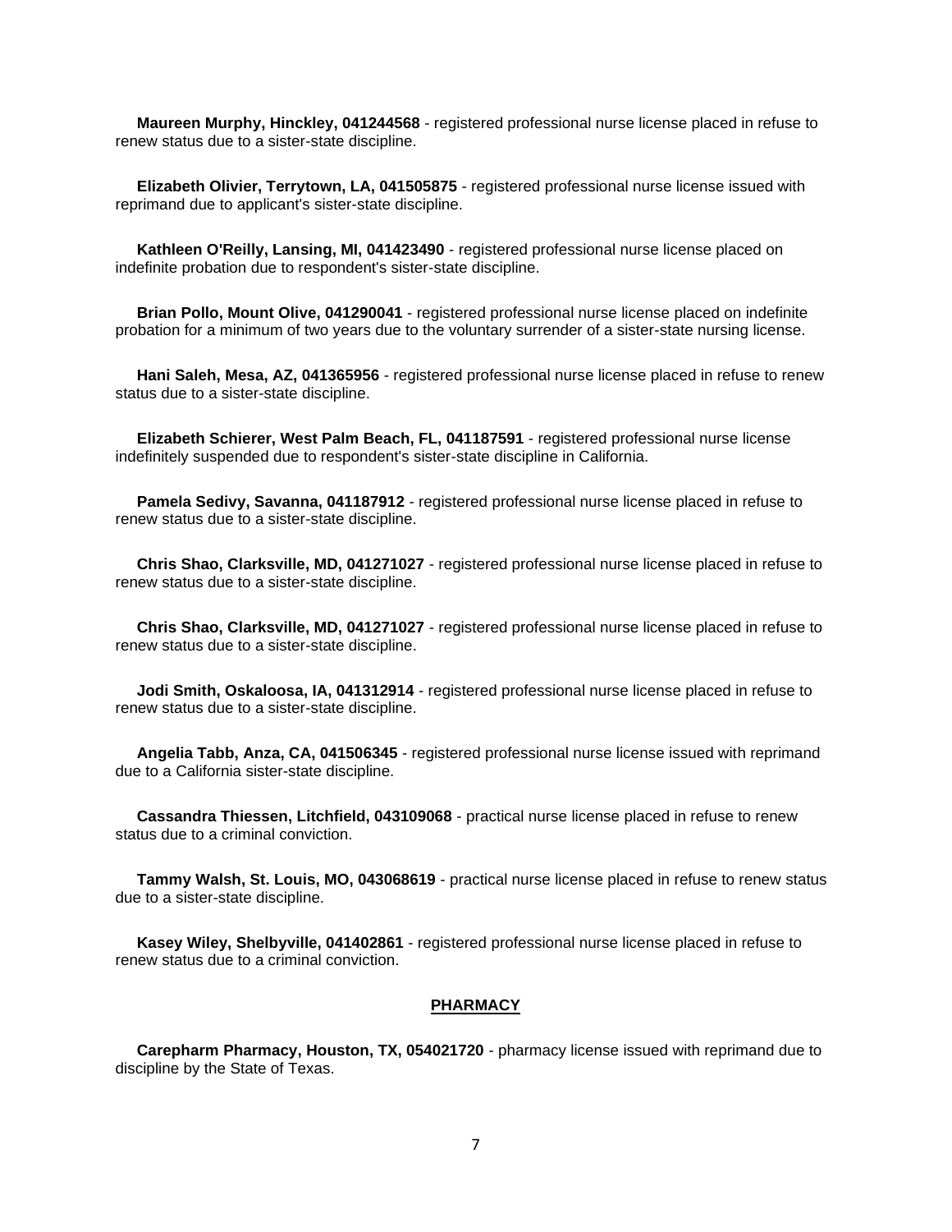**Maureen Murphy, Hinckley, 041244568** - registered professional nurse license placed in refuse to renew status due to a sister-state discipline.

**Elizabeth Olivier, Terrytown, LA, 041505875** - registered professional nurse license issued with reprimand due to applicant's sister-state discipline.

**Kathleen O'Reilly, Lansing, MI, 041423490** - registered professional nurse license placed on indefinite probation due to respondent's sister-state discipline.

**Brian Pollo, Mount Olive, 041290041** - registered professional nurse license placed on indefinite probation for a minimum of two years due to the voluntary surrender of a sister-state nursing license.

**Hani Saleh, Mesa, AZ, 041365956** - registered professional nurse license placed in refuse to renew status due to a sister-state discipline.

**Elizabeth Schierer, West Palm Beach, FL, 041187591** - registered professional nurse license indefinitely suspended due to respondent's sister-state discipline in California.

**Pamela Sedivy, Savanna, 041187912** - registered professional nurse license placed in refuse to renew status due to a sister-state discipline.

**Chris Shao, Clarksville, MD, 041271027** - registered professional nurse license placed in refuse to renew status due to a sister-state discipline.

**Chris Shao, Clarksville, MD, 041271027** - registered professional nurse license placed in refuse to renew status due to a sister-state discipline.

**Jodi Smith, Oskaloosa, IA, 041312914** - registered professional nurse license placed in refuse to renew status due to a sister-state discipline.

**Angelia Tabb, Anza, CA, 041506345** - registered professional nurse license issued with reprimand due to a California sister-state discipline.

**Cassandra Thiessen, Litchfield, 043109068** - practical nurse license placed in refuse to renew status due to a criminal conviction.

**Tammy Walsh, St. Louis, MO, 043068619** - practical nurse license placed in refuse to renew status due to a sister-state discipline.

**Kasey Wiley, Shelbyville, 041402861** - registered professional nurse license placed in refuse to renew status due to a criminal conviction.

## PHARMACY

**Carepharm Pharmacy, Houston, TX, 054021720** - pharmacy license issued with reprimand due to discipline by the State of Texas.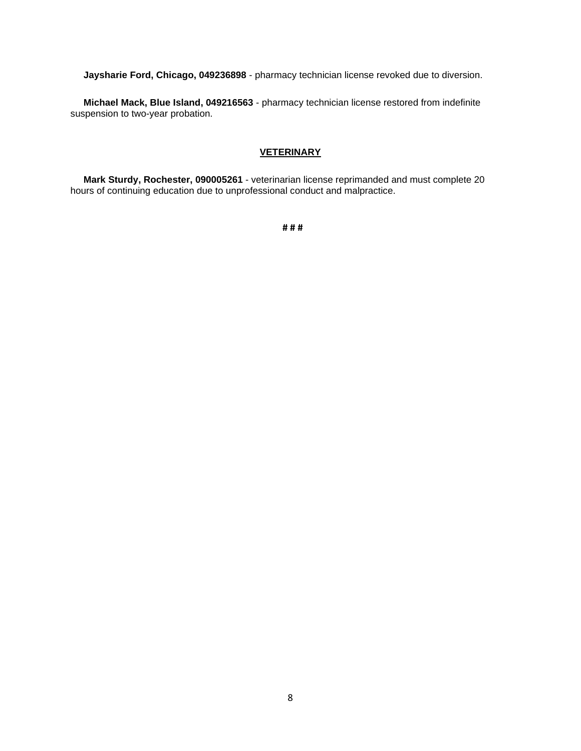**Jaysharie Ford, Chicago, 049236898** - pharmacy technician license revoked due to diversion.

**Michael Mack, Blue Island, 049216563** - pharmacy technician license restored from indefinite suspension to two-year probation.

## VETERINARY

**Mark Sturdy, Rochester, 090005261** - veterinarian license reprimanded and must complete 20 hours of continuing education due to unprofessional conduct and malpractice.

**# # #**